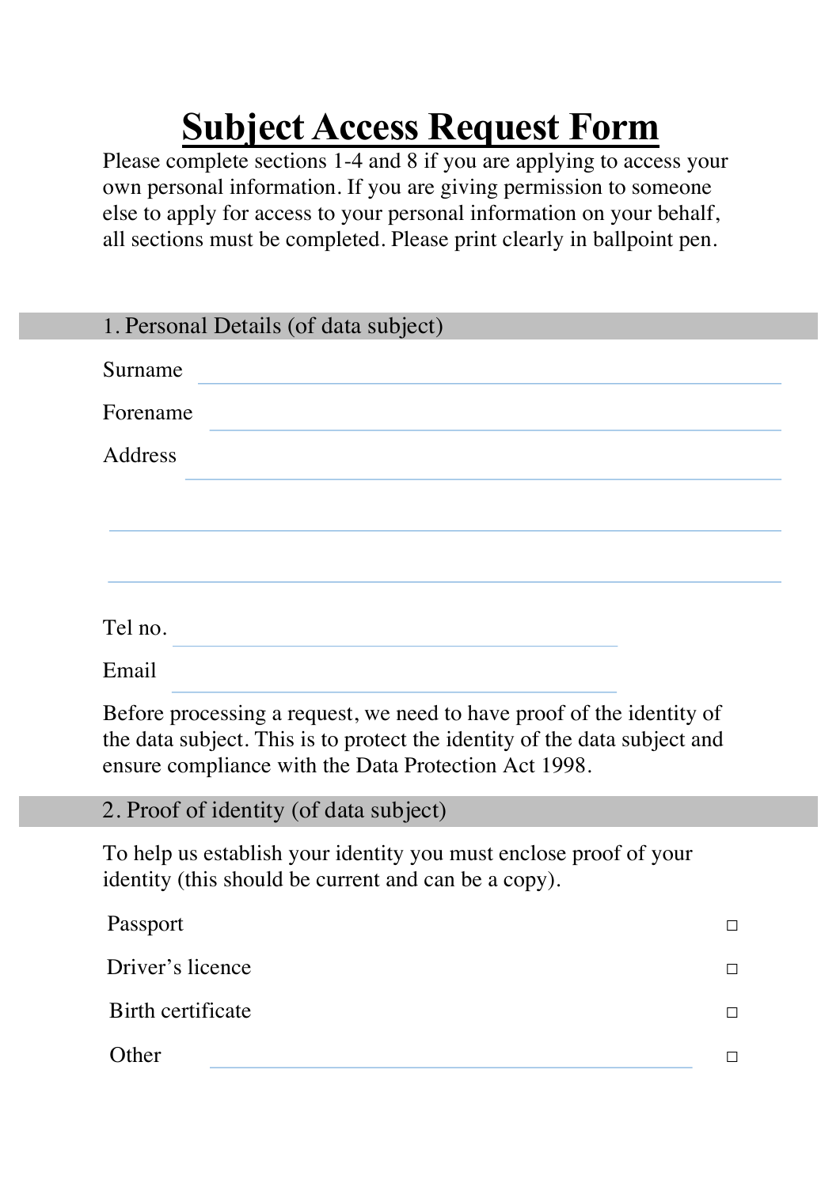# Subject Access Request Form

Please complete sections 1-4 and 8 if you are applying to access your own personal information. If you are giving permission to someone else to apply for access to your personal information on your behalf, all sections must be completed. Please print clearly in ballpoint pen.

## 1. Personal Details (of data subject)

Surname ______________________________

Forename ______________________________

Address ______________________________

______________________________

______________________________

Tel no. ______________________________

Email ______________________________

Before processing a request, we need to have proof of the identity of the data subject. This is to protect the identity of the data subject and ensure compliance with the Data Protection Act 1998.

## 2. Proof of identity (of data subject)

To help us establish your identity you must enclose proof of your identity (this should be current and can be a copy).

Passport ☐

Driver's licence ☐

Birth certificate ☐

Other ______________________________ ☐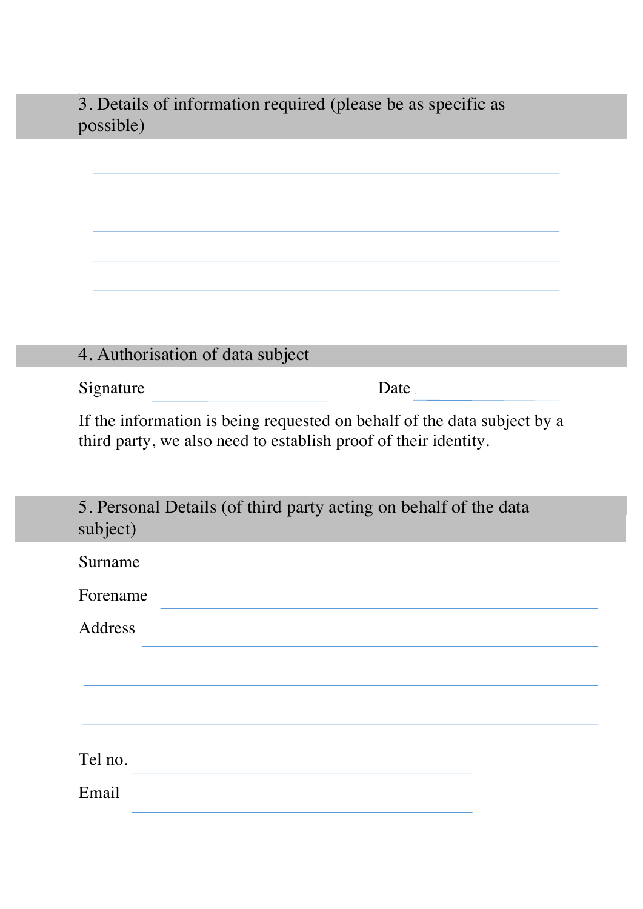## 3. Details of information required (please be as specific as possible)

\_\_\_\_\_\_\_\_\_\_\_\_\_\_\_\_\_\_\_\_\_\_\_\_\_\_\_\_\_\_\_\_\_\_\_\_\_\_\_\_

\_\_\_\_\_\_\_\_\_\_\_\_\_\_\_\_\_\_\_\_\_\_\_\_\_\_\_\_\_\_\_\_\_\_\_\_\_\_\_\_

\_\_\_\_\_\_\_\_\_\_\_\_\_\_\_\_\_\_\_\_\_\_\_\_\_\_\_\_\_\_\_\_\_\_\_\_\_\_\_\_

\_\_\_\_\_\_\_\_\_\_\_\_\_\_\_\_\_\_\_\_\_\_\_\_\_\_\_\_\_\_\_\_\_\_\_\_\_\_\_\_

\_\_\_\_\_\_\_\_\_\_\_\_\_\_\_\_\_\_\_\_\_\_\_\_\_\_\_\_\_\_\_\_\_\_\_\_\_\_\_\_

## 4. Authorisation of data subject

Signature \_\_\_\_\_\_\_\_\_\_\_\_\_\_\_\_\_\_\_\_ Date \_\_\_\_\_\_\_\_\_\_\_\_

If the information is being requested on behalf of the data subject by a third party, we also need to establish proof of their identity.

## 5. Personal Details (of third party acting on behalf of the data subject)

Surname \_\_\_\_\_\_\_\_\_\_\_\_\_\_\_\_\_\_\_\_\_\_\_\_\_\_\_\_\_\_\_\_\_\_\_\_

Forename \_\_\_\_\_\_\_\_\_\_\_\_\_\_\_\_\_\_\_\_\_\_\_\_\_\_\_\_\_\_\_\_\_\_\_\_

Address \_\_\_\_\_\_\_\_\_\_\_\_\_\_\_\_\_\_\_\_\_\_\_\_\_\_\_\_\_\_\_\_\_\_\_\_

\_\_\_\_\_\_\_\_\_\_\_\_\_\_\_\_\_\_\_\_\_\_\_\_\_\_\_\_\_\_\_\_\_\_\_\_\_\_\_\_

\_\_\_\_\_\_\_\_\_\_\_\_\_\_\_\_\_\_\_\_\_\_\_\_\_\_\_\_\_\_\_\_\_\_\_\_\_\_\_\_

Tel no. \_\_\_\_\_\_\_\_\_\_\_\_\_\_\_\_\_\_\_\_\_\_\_\_\_\_\_\_

Email \_\_\_\_\_\_\_\_\_\_\_\_\_\_\_\_\_\_\_\_\_\_\_\_\_\_\_\_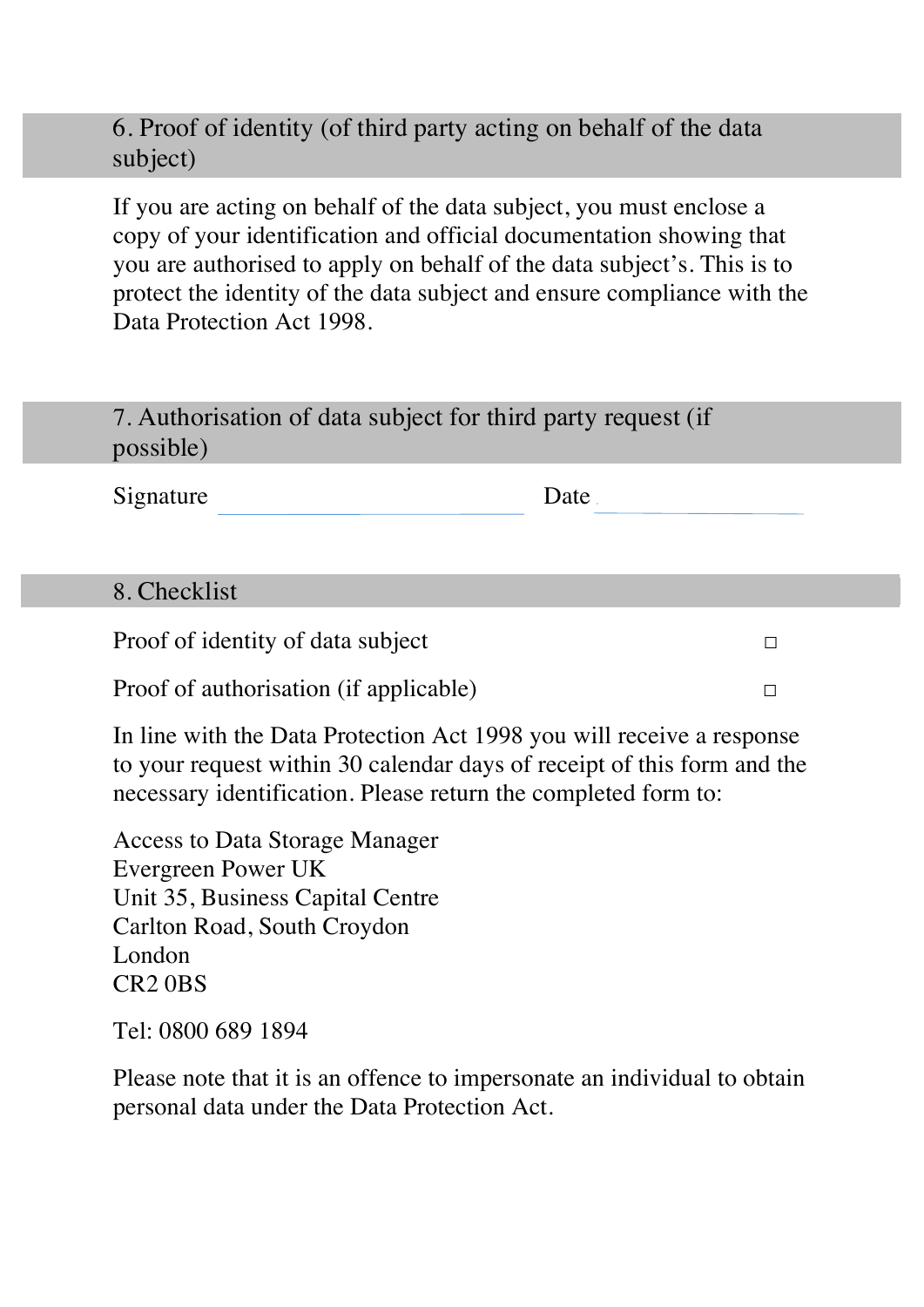## 6. Proof of identity (of third party acting on behalf of the data subject)

If you are acting on behalf of the data subject, you must enclose a copy of your identification and official documentation showing that you are authorised to apply on behalf of the data subject's. This is to protect the identity of the data subject and ensure compliance with the Data Protection Act 1998.

## 7. Authorisation of data subject for third party request (if possible)

Signature ____________________ Date ______________

## 8. Checklist

Proof of identity of data subject □

Proof of authorisation (if applicable) □

In line with the Data Protection Act 1998 you will receive a response to your request within 30 calendar days of receipt of this form and the necessary identification. Please return the completed form to:

Access to Data Storage Manager
Evergreen Power UK
Unit 35, Business Capital Centre
Carlton Road, South Croydon
London
CR2 0BS

Tel: 0800 689 1894

Please note that it is an offence to impersonate an individual to obtain personal data under the Data Protection Act.